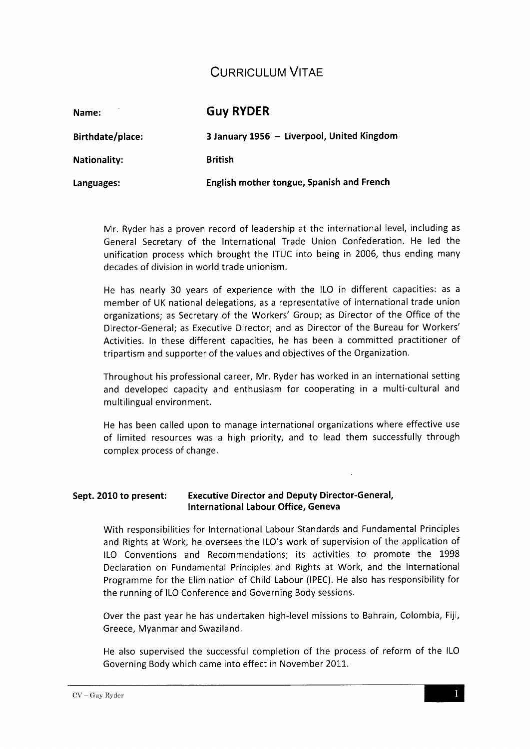# CURRICULUM VITAE

| | |
|---|---|
| **Name:** | **Guy RYDER** |
| **Birthdate/place:** | **3 January 1956 – Liverpool, United Kingdom** |
| **Nationality:** | **British** |
| **Languages:** | **English mother tongue, Spanish and French** |

Mr. Ryder has a proven record of leadership at the international level, including as General Secretary of the International Trade Union Confederation. He led the unification process which brought the ITUC into being in 2006, thus ending many decades of division in world trade unionism.

He has nearly 30 years of experience with the ILO in different capacities: as a member of UK national delegations, as a representative of international trade union organizations; as Secretary of the Workers' Group; as Director of the Office of the Director-General; as Executive Director; and as Director of the Bureau for Workers' Activities. In these different capacities, he has been a committed practitioner of tripartism and supporter of the values and objectives of the Organization.

Throughout his professional career, Mr. Ryder has worked in an international setting and developed capacity and enthusiasm for cooperating in a multi-cultural and multilingual environment.

He has been called upon to manage international organizations where effective use of limited resources was a high priority, and to lead them successfully through complex process of change.

**Sept. 2010 to present: Executive Director and Deputy Director-General, International Labour Office, Geneva**

With responsibilities for International Labour Standards and Fundamental Principles and Rights at Work, he oversees the ILO's work of supervision of the application of ILO Conventions and Recommendations; its activities to promote the 1998 Declaration on Fundamental Principles and Rights at Work, and the International Programme for the Elimination of Child Labour (IPEC). He also has responsibility for the running of ILO Conference and Governing Body sessions.

Over the past year he has undertaken high-level missions to Bahrain, Colombia, Fiji, Greece, Myanmar and Swaziland.

He also supervised the successful completion of the process of reform of the ILO Governing Body which came into effect in November 2011.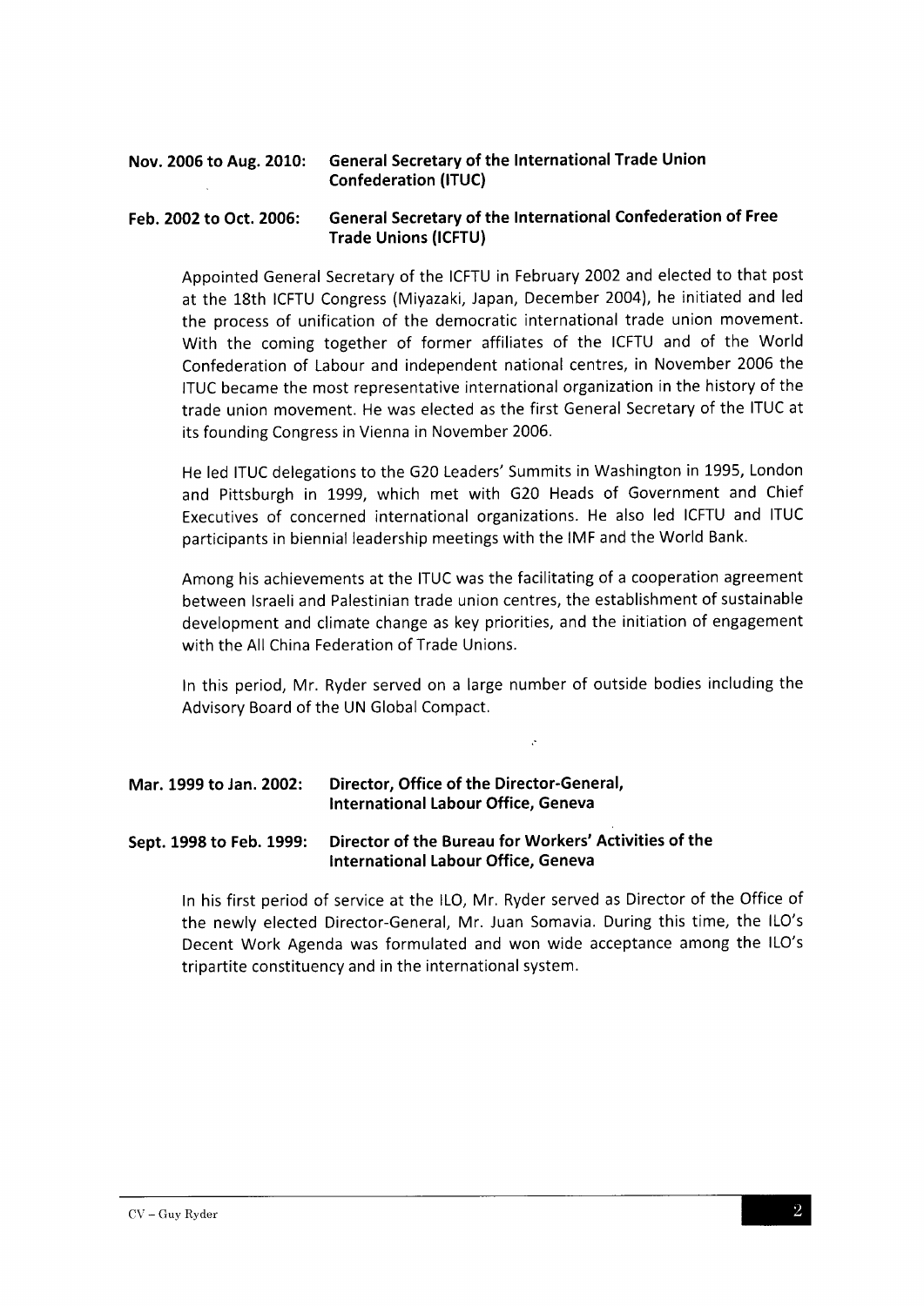**Nov. 2006 to Aug. 2010:** **General Secretary of the International Trade Union Confederation (ITUC)**

**Feb. 2002 to Oct. 2006:** **General Secretary of the International Confederation of Free Trade Unions (ICFTU)**

Appointed General Secretary of the ICFTU in February 2002 and elected to that post at the 18th ICFTU Congress (Miyazaki, Japan, December 2004), he initiated and led the process of unification of the democratic international trade union movement. With the coming together of former affiliates of the ICFTU and of the World Confederation of Labour and independent national centres, in November 2006 the ITUC became the most representative international organization in the history of the trade union movement. He was elected as the first General Secretary of the ITUC at its founding Congress in Vienna in November 2006.

He led ITUC delegations to the G20 Leaders' Summits in Washington in 1995, London and Pittsburgh in 1999, which met with G20 Heads of Government and Chief Executives of concerned international organizations. He also led ICFTU and ITUC participants in biennial leadership meetings with the IMF and the World Bank.

Among his achievements at the ITUC was the facilitating of a cooperation agreement between Israeli and Palestinian trade union centres, the establishment of sustainable development and climate change as key priorities, and the initiation of engagement with the All China Federation of Trade Unions.

In this period, Mr. Ryder served on a large number of outside bodies including the Advisory Board of the UN Global Compact.

**Mar. 1999 to Jan. 2002:** **Director, Office of the Director-General, International Labour Office, Geneva**

**Sept. 1998 to Feb. 1999:** **Director of the Bureau for Workers' Activities of the International Labour Office, Geneva**

In his first period of service at the ILO, Mr. Ryder served as Director of the Office of the newly elected Director-General, Mr. Juan Somavia. During this time, the ILO's Decent Work Agenda was formulated and won wide acceptance among the ILO's tripartite constituency and in the international system.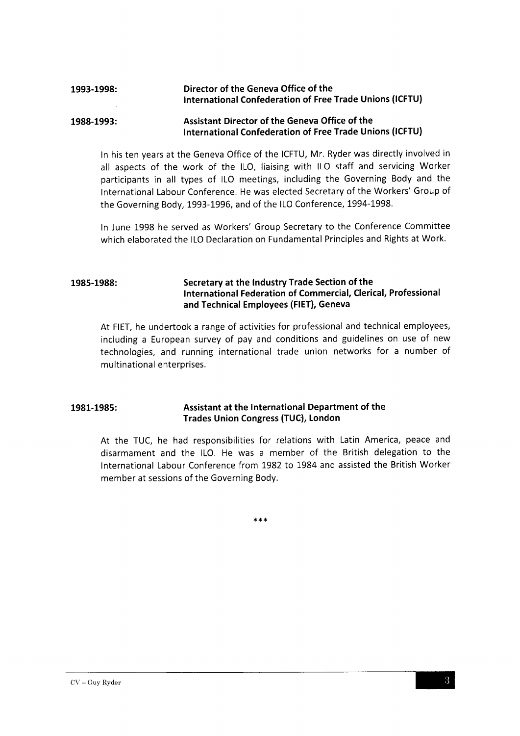**1993-1998:** **Director of the Geneva Office of the International Confederation of Free Trade Unions (ICFTU)**

**1988-1993:** **Assistant Director of the Geneva Office of the International Confederation of Free Trade Unions (ICFTU)**

In his ten years at the Geneva Office of the ICFTU, Mr. Ryder was directly involved in all aspects of the work of the ILO, liaising with ILO staff and servicing Worker participants in all types of ILO meetings, including the Governing Body and the International Labour Conference. He was elected Secretary of the Workers' Group of the Governing Body, 1993-1996, and of the ILO Conference, 1994-1998.

In June 1998 he served as Workers' Group Secretary to the Conference Committee which elaborated the ILO Declaration on Fundamental Principles and Rights at Work.

**1985-1988:** **Secretary at the Industry Trade Section of the International Federation of Commercial, Clerical, Professional and Technical Employees (FIET), Geneva**

At FIET, he undertook a range of activities for professional and technical employees, including a European survey of pay and conditions and guidelines on use of new technologies, and running international trade union networks for a number of multinational enterprises.

**1981-1985:** **Assistant at the International Department of the Trades Union Congress (TUC), London**

At the TUC, he had responsibilities for relations with Latin America, peace and disarmament and the ILO. He was a member of the British delegation to the International Labour Conference from 1982 to 1984 and assisted the British Worker member at sessions of the Governing Body.

***